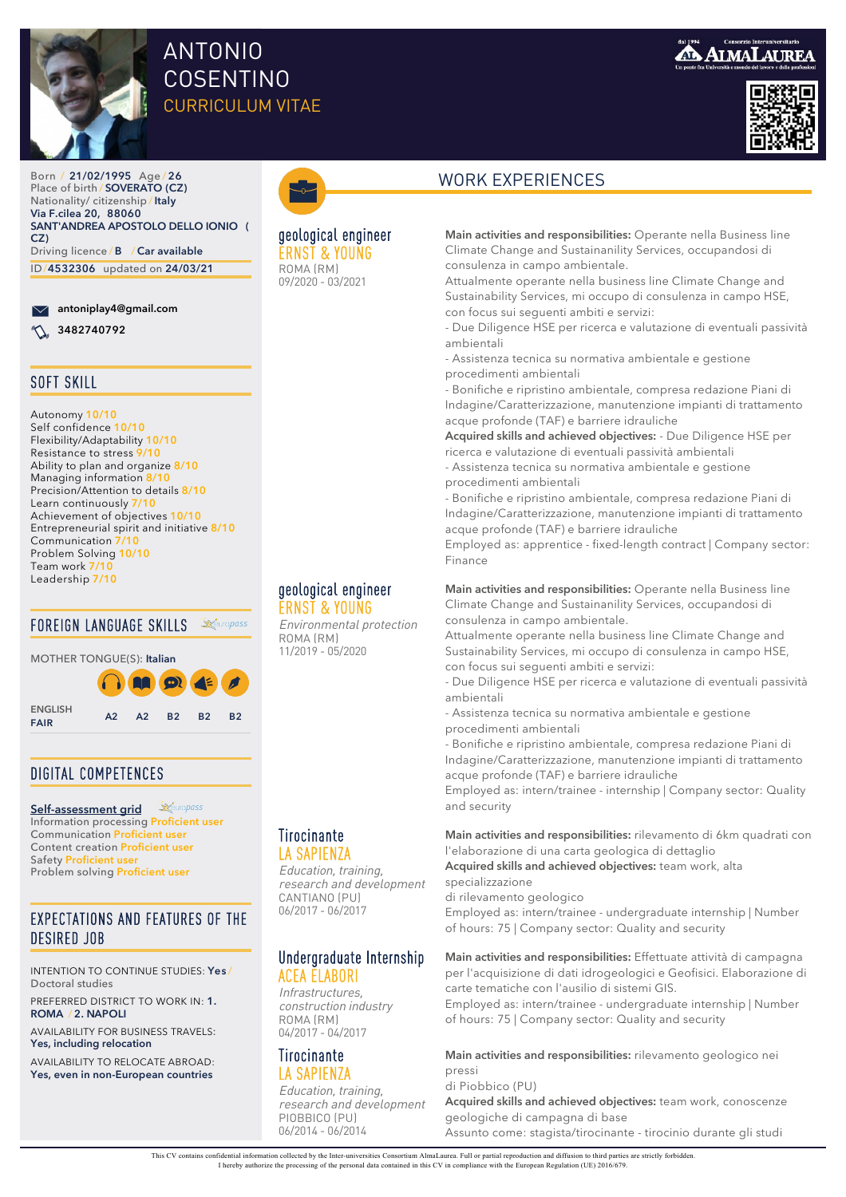# ANTONIO COSENTINO

## CURRICULUM VITAE

Born / **21/02/1995** Age / **26**
Place of birth / **SOVERATO (CZ)**
Nationality/ citizenship / **Italy**
**Via F.cilea 20, 88060**
**SANT'ANDREA APOSTOLO DELLO IONIO (CZ)**
Driving licence / **B** / **Car available**
ID / **4532306** updated on **24/03/21**

**antoniplay4@gmail.com**

**3482740792**

## SOFT SKILL

Autonomy 10/10
Self confidence 10/10
Flexibility/Adaptability 10/10
Resistance to stress 9/10
Ability to plan and organize 8/10
Managing information 8/10
Precision/Attention to details 8/10
Learn continuously 7/10
Achievement of objectives 10/10
Entrepreneurial spirit and initiative 8/10
Communication 7/10
Problem Solving 10/10
Team work 7/10
Leadership 7/10

## FOREIGN LANGUAGE SKILLS

MOTHER TONGUE(S): **Italian**

| | Listening | Reading | Spoken interaction | Spoken production | Writing |
|---|---|---|---|---|---|
| ENGLISH **FAIR** | A2 | A2 | B2 | B2 | B2 |

## DIGITAL COMPETENCES

**Self-assessment grid**
Information processing Proficient user
Communication Proficient user
Content creation Proficient user
Safety Proficient user
Problem solving Proficient user

## EXPECTATIONS AND FEATURES OF THE DESIRED JOB

INTENTION TO CONTINUE STUDIES: **Yes** / Doctoral studies

PREFERRED DISTRICT TO WORK IN: **1. ROMA** / **2. NAPOLI**

AVAILABILITY FOR BUSINESS TRAVELS: **Yes, including relocation**

AVAILABILITY TO RELOCATE ABROAD: **Yes, even in non-European countries**

## WORK EXPERIENCES

### geological engineer
**ERNST & YOUNG**
ROMA (RM)
09/2020 - 03/2021

**Main activities and responsibilities:** Operante nella Business line Climate Change and Sustainability Services, occupandosi di consulenza in campo ambientale.
Attualmente operante nella business line Climate Change and Sustainability Services, mi occupo di consulenza in campo HSE, con focus sui seguenti ambiti e servizi:
- Due Diligence HSE per ricerca e valutazione di eventuali passività ambientali
- Assistenza tecnica su normativa ambientale e gestione procedimenti ambientali
- Bonifiche e ripristino ambientale, compresa redazione Piani di Indagine/Caratterizzazione, manutenzione impianti di trattamento acque profonde (TAF) e barriere idrauliche

**Acquired skills and achieved objectives:** - Due Diligence HSE per ricerca e valutazione di eventuali passività ambientali
- Assistenza tecnica su normativa ambientale e gestione procedimenti ambientali
- Bonifiche e ripristino ambientale, compresa redazione Piani di Indagine/Caratterizzazione, manutenzione impianti di trattamento acque profonde (TAF) e barriere idrauliche

Employed as: apprentice - fixed-length contract | Company sector: Finance

### geological engineer
**ERNST & YOUNG**
*Environmental protection*
ROMA (RM)
11/2019 - 05/2020

**Main activities and responsibilities:** Operante nella Business line Climate Change and Sustainability Services, occupandosi di consulenza in campo ambientale.
Attualmente operante nella business line Climate Change and Sustainability Services, mi occupo di consulenza in campo HSE, con focus sui seguenti ambiti e servizi:
- Due Diligence HSE per ricerca e valutazione di eventuali passività ambientali
- Assistenza tecnica su normativa ambientale e gestione procedimenti ambientali
- Bonifiche e ripristino ambientale, compresa redazione Piani di Indagine/Caratterizzazione, manutenzione impianti di trattamento acque profonde (TAF) e barriere idrauliche

Employed as: intern/trainee - internship | Company sector: Quality and security

### Tirocinante
**LA SAPIENZA**
*Education, training, research and development*
CANTIANO (PU)
06/2017 - 06/2017

**Main activities and responsibilities:** rilevamento di 6km quadrati con l'elaborazione di una carta geologica di dettaglio
**Acquired skills and achieved objectives:** team work, alta specializzazione
di rilevamento geologico
Employed as: intern/trainee - undergraduate internship | Number of hours: 75 | Company sector: Quality and security

### Undergraduate Internship
**ACEA ELABORI**
*Infrastructures, construction industry*
ROMA (RM)
04/2017 - 04/2017

**Main activities and responsibilities:** Effettuate attività di campagna per l'acquisizione di dati idrogeologici e Geofisici. Elaborazione di carte tematiche con l'ausilio di sistemi GIS.
Employed as: intern/trainee - undergraduate internship | Number of hours: 75 | Company sector: Quality and security

### Tirocinante
**LA SAPIENZA**
*Education, training, research and development*
PIOBBICO (PU)
06/2014 - 06/2014

**Main activities and responsibilities:** rilevamento geologico nei pressi
di Piobbico (PU)
**Acquired skills and achieved objectives:** team work, conoscenze geologiche di campagna di base
Assunto come: stagista/tirocinante - tirocinio durante gli studi

This CV contains confidential information collected by the Inter-universities Consortium AlmaLaurea. Full or partial reproduction and diffusion to third parties are strictly forbidden.
I hereby authorize the processing of the personal data contained in this CV in compliance with the European Regulation (UE) 2016/679.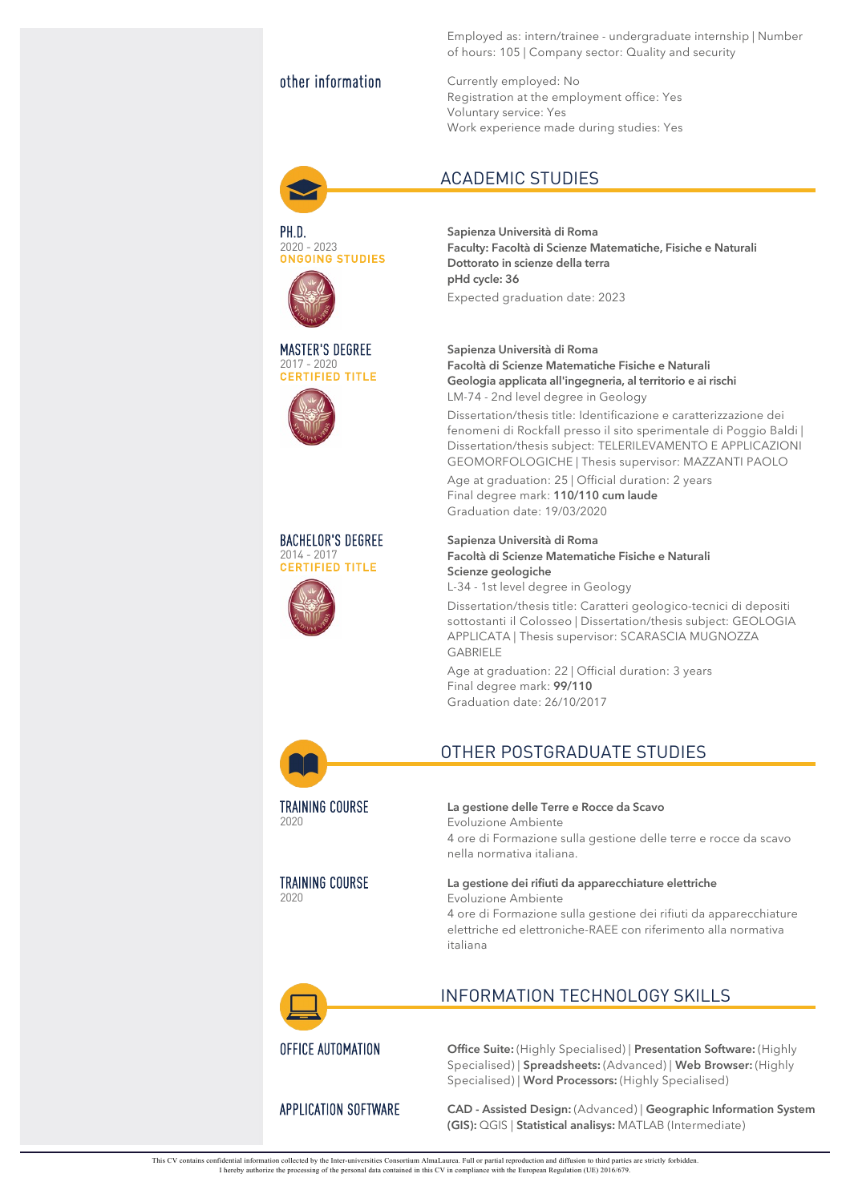Employed as: intern/trainee - undergraduate internship | Number of hours: 105 | Company sector: Quality and security

## other information

Currently employed: No
Registration at the employment office: Yes
Voluntary service: Yes
Work experience made during studies: Yes

## ACADEMIC STUDIES

### PH.D.
2020 - 2023
**ONGOING STUDIES**

**Sapienza Università di Roma**
**Faculty: Facoltà di Scienze Matematiche, Fisiche e Naturali**
**Dottorato in scienze della terra**
**pHd cycle: 36**
Expected graduation date: 2023

### MASTER'S DEGREE
2017 - 2020
**CERTIFIED TITLE**

**Sapienza Università di Roma**
**Facoltà di Scienze Matematiche Fisiche e Naturali**
**Geologia applicata all'ingegneria, al territorio e ai rischi**
LM-74 - 2nd level degree in Geology

Dissertation/thesis title: Identificazione e caratterizzazione dei fenomeni di Rockfall presso il sito sperimentale di Poggio Baldi | Dissertation/thesis subject: TELERILEVAMENTO E APPLICAZIONI GEOMORFOLOGICHE | Thesis supervisor: MAZZANTI PAOLO

Age at graduation: 25 | Official duration: 2 years
Final degree mark: **110/110 cum laude**
Graduation date: 19/03/2020

### BACHELOR'S DEGREE
2014 - 2017
**CERTIFIED TITLE**

**Sapienza Università di Roma**
**Facoltà di Scienze Matematiche Fisiche e Naturali**
**Scienze geologiche**
L-34 - 1st level degree in Geology

Dissertation/thesis title: Caratteri geologico-tecnici di depositi sottostanti il Colosseo | Dissertation/thesis subject: GEOLOGIA APPLICATA | Thesis supervisor: SCARASCIA MUGNOZZA GABRIELE

Age at graduation: 22 | Official duration: 3 years
Final degree mark: **99/110**
Graduation date: 26/10/2017

## OTHER POSTGRADUATE STUDIES

### TRAINING COURSE
2020

**La gestione delle Terre e Rocce da Scavo**
Evoluzione Ambiente
4 ore di Formazione sulla gestione delle terre e rocce da scavo nella normativa italiana.

### TRAINING COURSE
2020

**La gestione dei rifiuti da apparecchiature elettriche**
Evoluzione Ambiente
4 ore di Formazione sulla gestione dei rifiuti da apparecchiature elettriche ed elettroniche-RAEE con riferimento alla normativa italiana

## INFORMATION TECHNOLOGY SKILLS

### OFFICE AUTOMATION

**Office Suite:** (Highly Specialised) | **Presentation Software:** (Highly Specialised) | **Spreadsheets:** (Advanced) | **Web Browser:** (Highly Specialised) | **Word Processors:** (Highly Specialised)

### APPLICATION SOFTWARE

**CAD - Assisted Design:** (Advanced) | **Geographic Information System (GIS):** QGIS | **Statistical analisys:** MATLAB (Intermediate)

This CV contains confidential information collected by the Inter-universities Consortium AlmaLaurea. Full or partial reproduction and diffusion to third parties are strictly forbidden.
I hereby authorize the processing of the personal data contained in this CV in compliance with the European Regulation (UE) 2016/679.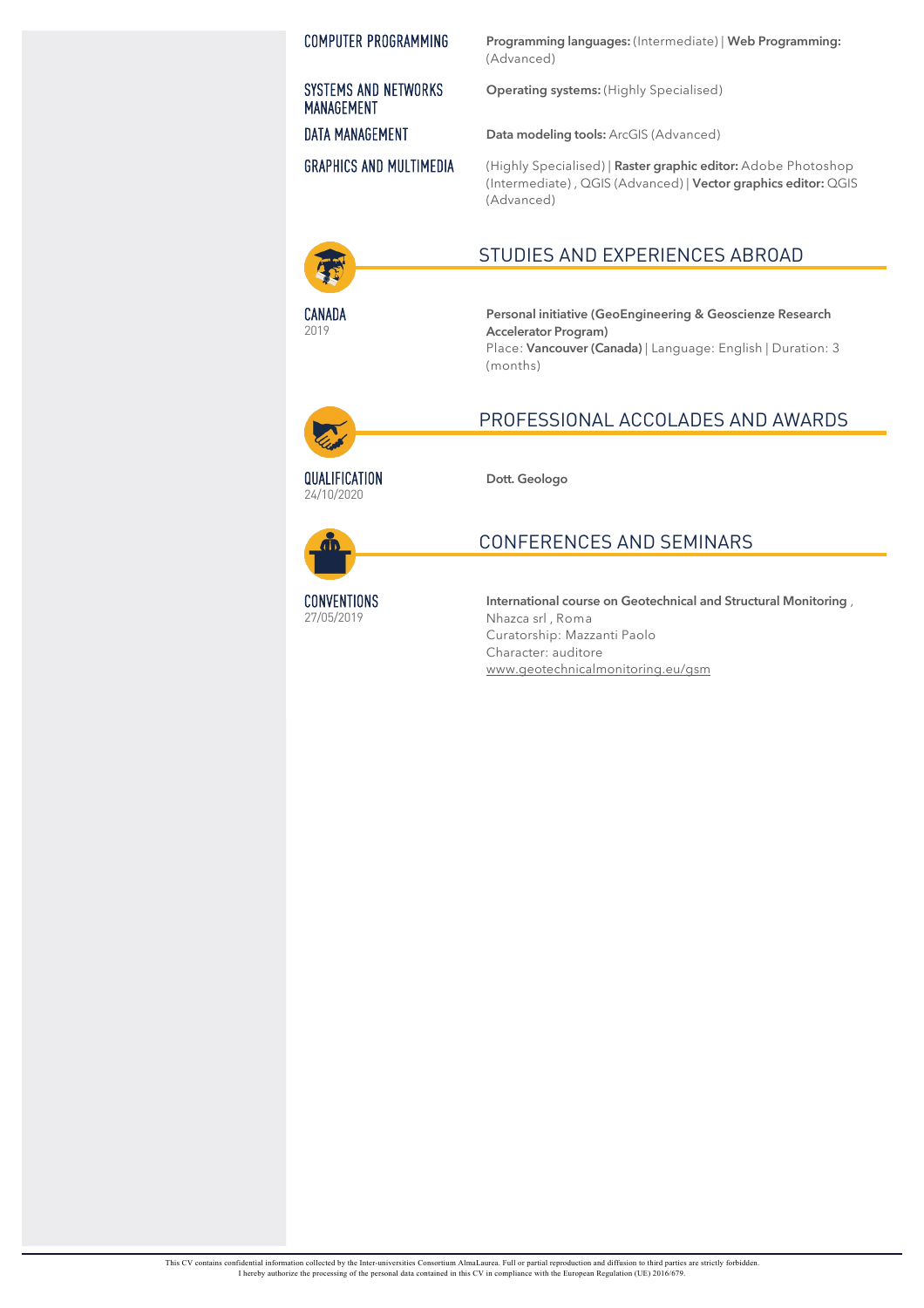**COMPUTER PROGRAMMING**

**Programming languages:** (Intermediate) | **Web Programming:** (Advanced)

**SYSTEMS AND NETWORKS MANAGEMENT**

**Operating systems:** (Highly Specialised)

**DATA MANAGEMENT**

**Data modeling tools:** ArcGIS (Advanced)

**GRAPHICS AND MULTIMEDIA**

(Highly Specialised) | **Raster graphic editor:** Adobe Photoshop (Intermediate) , QGIS (Advanced) | **Vector graphics editor:** QGIS (Advanced)

## STUDIES AND EXPERIENCES ABROAD

**CANADA**
2019

**Personal initiative (GeoEngineering & Geoscienze Research Accelerator Program)**
Place: **Vancouver (Canada)** | Language: English | Duration: 3 (months)

## PROFESSIONAL ACCOLADES AND AWARDS

**QUALIFICATION**
24/10/2020

**Dott. Geologo**

## CONFERENCES AND SEMINARS

**CONVENTIONS**
27/05/2019

**International course on Geotechnical and Structural Monitoring** ,
Nhazca srl , Roma
Curatorship: Mazzanti Paolo
Character: auditore
www.geotechnicalmonitoring.eu/gsm

This CV contains confidential information collected by the Inter-universities Consortium AlmaLaurea. Full or partial reproduction and diffusion to third parties are strictly forbidden.
I hereby authorize the processing of the personal data contained in this CV in compliance with the European Regulation (UE) 2016/679.